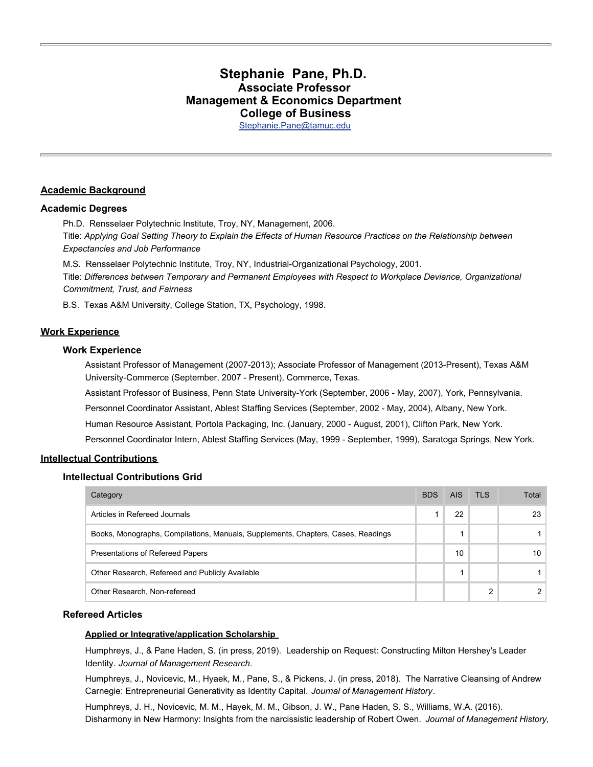# Stephanie Pane, Ph.D.
## Associate Professor
## Management & Economics Department
## College of Business

Stephanie.Pane@tamuc.edu

---

## Academic Background

### Academic Degrees

Ph.D. Rensselaer Polytechnic Institute, Troy, NY, Management, 2006.
Title: *Applying Goal Setting Theory to Explain the Effects of Human Resource Practices on the Relationship between Expectancies and Job Performance*

M.S. Rensselaer Polytechnic Institute, Troy, NY, Industrial-Organizational Psychology, 2001.
Title: *Differences between Temporary and Permanent Employees with Respect to Workplace Deviance, Organizational Commitment, Trust, and Fairness*

B.S. Texas A&M University, College Station, TX, Psychology, 1998.

## Work Experience

### Work Experience

Assistant Professor of Management (2007-2013); Associate Professor of Management (2013-Present), Texas A&M University-Commerce (September, 2007 - Present), Commerce, Texas.

Assistant Professor of Business, Penn State University-York (September, 2006 - May, 2007), York, Pennsylvania.

Personnel Coordinator Assistant, Ablest Staffing Services (September, 2002 - May, 2004), Albany, New York.

Human Resource Assistant, Portola Packaging, Inc. (January, 2000 - August, 2001), Clifton Park, New York.

Personnel Coordinator Intern, Ablest Staffing Services (May, 1999 - September, 1999), Saratoga Springs, New York.

## Intellectual Contributions

### Intellectual Contributions Grid

| Category | BDS | AIS | TLS | Total |
|---|---|---|---|---|
| Articles in Refereed Journals | 1 | 22 | | 23 |
| Books, Monographs, Compilations, Manuals, Supplements, Chapters, Cases, Readings | | 1 | | 1 |
| Presentations of Refereed Papers | | 10 | | 10 |
| Other Research, Refereed and Publicly Available | | 1 | | 1 |
| Other Research, Non-refereed | | | 2 | 2 |

### Refereed Articles

**Applied or Integrative/application Scholarship**

Humphreys, J., & Pane Haden, S. (in press, 2019). Leadership on Request: Constructing Milton Hershey's Leader Identity. *Journal of Management Research.*

Humphreys, J., Novicevic, M., Hyaek, M., Pane, S., & Pickens, J. (in press, 2018). The Narrative Cleansing of Andrew Carnegie: Entrepreneurial Generativity as Identity Capital. *Journal of Management History*.

Humphreys, J. H., Novicevic, M. M., Hayek, M. M., Gibson, J. W., Pane Haden, S. S., Williams, W.A. (2016). Disharmony in New Harmony: Insights from the narcissistic leadership of Robert Owen. *Journal of Management History,*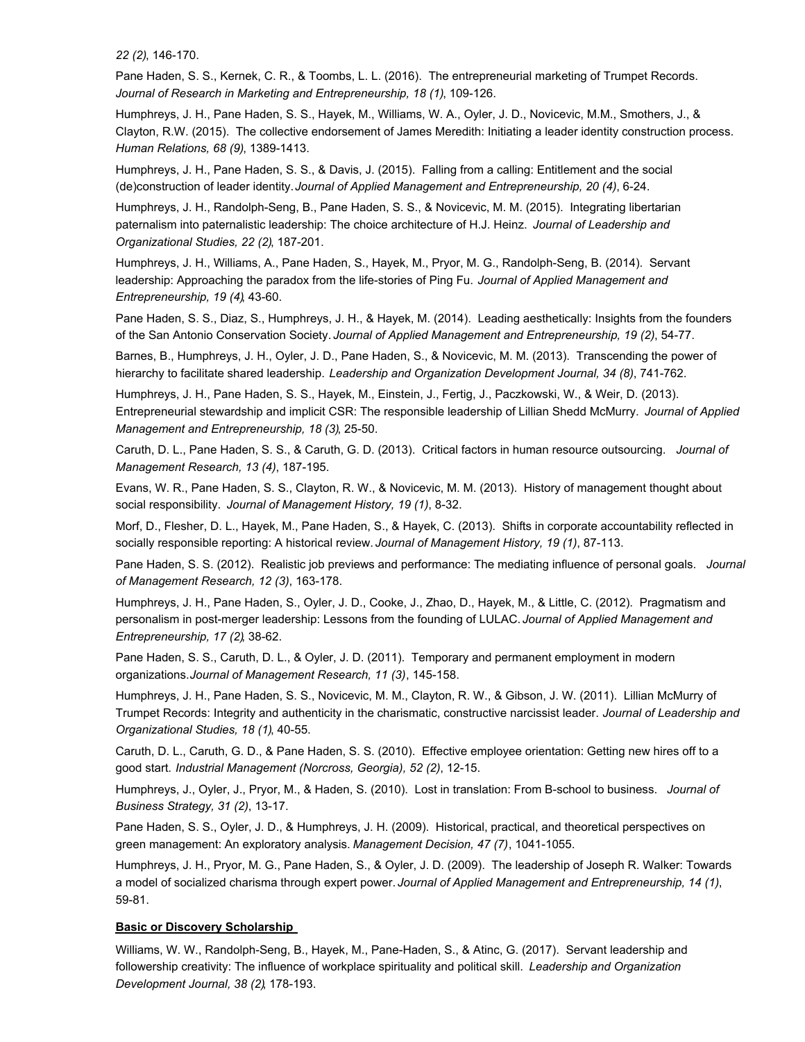*22 (2)*, 146-170.

Pane Haden, S. S., Kernek, C. R., & Toombs, L. L. (2016). The entrepreneurial marketing of Trumpet Records. *Journal of Research in Marketing and Entrepreneurship, 18 (1)*, 109-126.

Humphreys, J. H., Pane Haden, S. S., Hayek, M., Williams, W. A., Oyler, J. D., Novicevic, M.M., Smothers, J., & Clayton, R.W. (2015). The collective endorsement of James Meredith: Initiating a leader identity construction process. *Human Relations, 68 (9)*, 1389-1413.

Humphreys, J. H., Pane Haden, S. S., & Davis, J. (2015). Falling from a calling: Entitlement and the social (de)construction of leader identity. *Journal of Applied Management and Entrepreneurship, 20 (4)*, 6-24.

Humphreys, J. H., Randolph-Seng, B., Pane Haden, S. S., & Novicevic, M. M. (2015). Integrating libertarian paternalism into paternalistic leadership: The choice architecture of H.J. Heinz. *Journal of Leadership and Organizational Studies, 22 (2)*, 187-201.

Humphreys, J. H., Williams, A., Pane Haden, S., Hayek, M., Pryor, M. G., Randolph-Seng, B. (2014). Servant leadership: Approaching the paradox from the life-stories of Ping Fu. *Journal of Applied Management and Entrepreneurship, 19 (4)*, 43-60.

Pane Haden, S. S., Diaz, S., Humphreys, J. H., & Hayek, M. (2014). Leading aesthetically: Insights from the founders of the San Antonio Conservation Society. *Journal of Applied Management and Entrepreneurship, 19 (2)*, 54-77.

Barnes, B., Humphreys, J. H., Oyler, J. D., Pane Haden, S., & Novicevic, M. M. (2013). Transcending the power of hierarchy to facilitate shared leadership. *Leadership and Organization Development Journal, 34 (8)*, 741-762.

Humphreys, J. H., Pane Haden, S. S., Hayek, M., Einstein, J., Fertig, J., Paczkowski, W., & Weir, D. (2013). Entrepreneurial stewardship and implicit CSR: The responsible leadership of Lillian Shedd McMurry. *Journal of Applied Management and Entrepreneurship, 18 (3)*, 25-50.

Caruth, D. L., Pane Haden, S. S., & Caruth, G. D. (2013). Critical factors in human resource outsourcing. *Journal of Management Research, 13 (4)*, 187-195.

Evans, W. R., Pane Haden, S. S., Clayton, R. W., & Novicevic, M. M. (2013). History of management thought about social responsibility. *Journal of Management History, 19 (1)*, 8-32.

Morf, D., Flesher, D. L., Hayek, M., Pane Haden, S., & Hayek, C. (2013). Shifts in corporate accountability reflected in socially responsible reporting: A historical review. *Journal of Management History, 19 (1)*, 87-113.

Pane Haden, S. S. (2012). Realistic job previews and performance: The mediating influence of personal goals. *Journal of Management Research, 12 (3)*, 163-178.

Humphreys, J. H., Pane Haden, S., Oyler, J. D., Cooke, J., Zhao, D., Hayek, M., & Little, C. (2012). Pragmatism and personalism in post-merger leadership: Lessons from the founding of LULAC. *Journal of Applied Management and Entrepreneurship, 17 (2)*, 38-62.

Pane Haden, S. S., Caruth, D. L., & Oyler, J. D. (2011). Temporary and permanent employment in modern organizations. *Journal of Management Research, 11 (3)*, 145-158.

Humphreys, J. H., Pane Haden, S. S., Novicevic, M. M., Clayton, R. W., & Gibson, J. W. (2011). Lillian McMurry of Trumpet Records: Integrity and authenticity in the charismatic, constructive narcissist leader. *Journal of Leadership and Organizational Studies, 18 (1)*, 40-55.

Caruth, D. L., Caruth, G. D., & Pane Haden, S. S. (2010). Effective employee orientation: Getting new hires off to a good start. *Industrial Management (Norcross, Georgia), 52 (2)*, 12-15.

Humphreys, J., Oyler, J., Pryor, M., & Haden, S. (2010). Lost in translation: From B-school to business. *Journal of Business Strategy, 31 (2)*, 13-17.

Pane Haden, S. S., Oyler, J. D., & Humphreys, J. H. (2009). Historical, practical, and theoretical perspectives on green management: An exploratory analysis. *Management Decision, 47 (7)*, 1041-1055.

Humphreys, J. H., Pryor, M. G., Pane Haden, S., & Oyler, J. D. (2009). The leadership of Joseph R. Walker: Towards a model of socialized charisma through expert power. *Journal of Applied Management and Entrepreneurship, 14 (1)*, 59-81.

**Basic or Discovery Scholarship**

Williams, W. W., Randolph-Seng, B., Hayek, M., Pane-Haden, S., & Atinc, G. (2017). Servant leadership and followership creativity: The influence of workplace spirituality and political skill. *Leadership and Organization Development Journal, 38 (2)*, 178-193.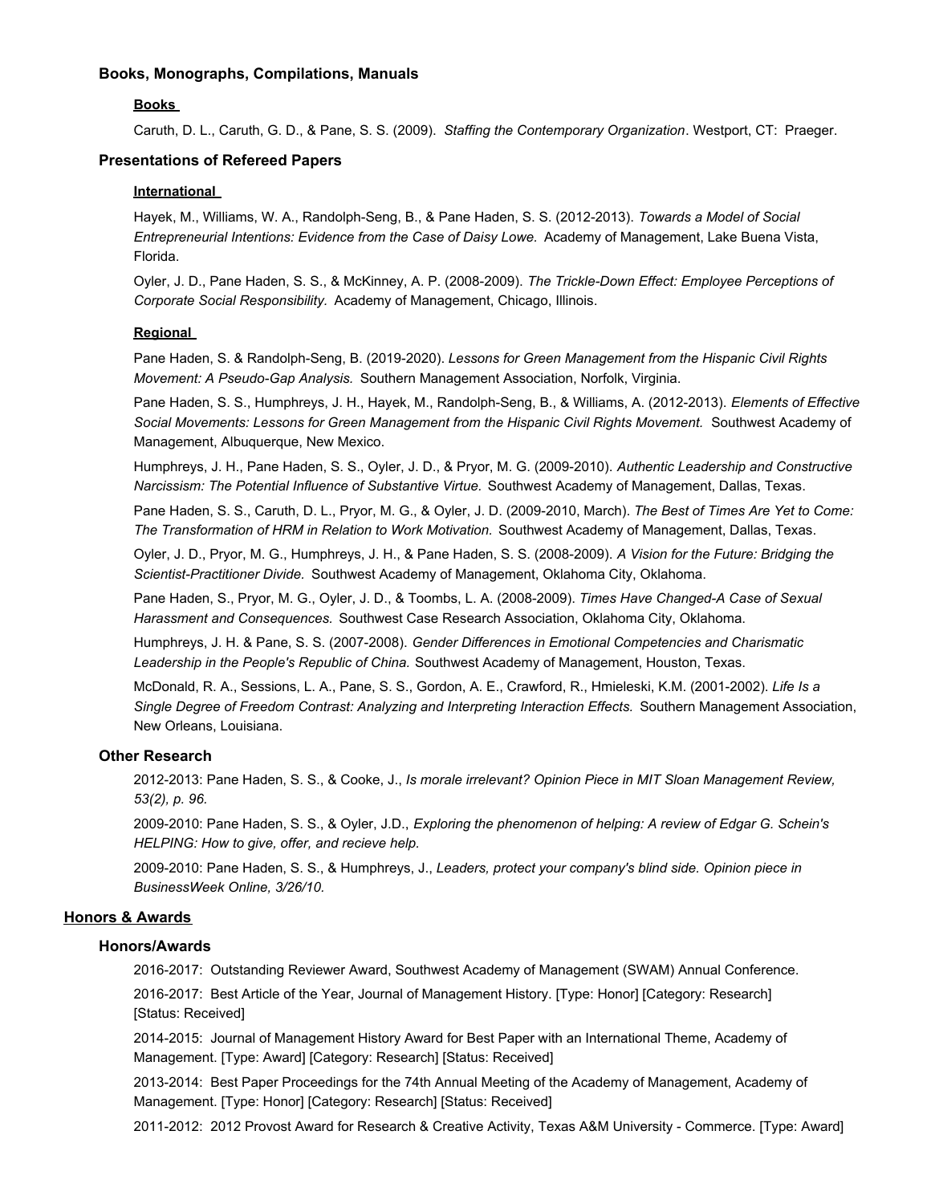### Books, Monographs, Compilations, Manuals

#### Books

Caruth, D. L., Caruth, G. D., & Pane, S. S. (2009). *Staffing the Contemporary Organization*. Westport, CT: Praeger.

### Presentations of Refereed Papers

#### International

Hayek, M., Williams, W. A., Randolph-Seng, B., & Pane Haden, S. S. (2012-2013). *Towards a Model of Social Entrepreneurial Intentions: Evidence from the Case of Daisy Lowe.* Academy of Management, Lake Buena Vista, Florida.

Oyler, J. D., Pane Haden, S. S., & McKinney, A. P. (2008-2009). *The Trickle-Down Effect: Employee Perceptions of Corporate Social Responsibility.* Academy of Management, Chicago, Illinois.

#### Regional

Pane Haden, S. & Randolph-Seng, B. (2019-2020). *Lessons for Green Management from the Hispanic Civil Rights Movement: A Pseudo-Gap Analysis.* Southern Management Association, Norfolk, Virginia.

Pane Haden, S. S., Humphreys, J. H., Hayek, M., Randolph-Seng, B., & Williams, A. (2012-2013). *Elements of Effective Social Movements: Lessons for Green Management from the Hispanic Civil Rights Movement.* Southwest Academy of Management, Albuquerque, New Mexico.

Humphreys, J. H., Pane Haden, S. S., Oyler, J. D., & Pryor, M. G. (2009-2010). *Authentic Leadership and Constructive Narcissism: The Potential Influence of Substantive Virtue.* Southwest Academy of Management, Dallas, Texas.

Pane Haden, S. S., Caruth, D. L., Pryor, M. G., & Oyler, J. D. (2009-2010, March). *The Best of Times Are Yet to Come: The Transformation of HRM in Relation to Work Motivation.* Southwest Academy of Management, Dallas, Texas.

Oyler, J. D., Pryor, M. G., Humphreys, J. H., & Pane Haden, S. S. (2008-2009). *A Vision for the Future: Bridging the Scientist-Practitioner Divide.* Southwest Academy of Management, Oklahoma City, Oklahoma.

Pane Haden, S., Pryor, M. G., Oyler, J. D., & Toombs, L. A. (2008-2009). *Times Have Changed-A Case of Sexual Harassment and Consequences.* Southwest Case Research Association, Oklahoma City, Oklahoma.

Humphreys, J. H. & Pane, S. S. (2007-2008). *Gender Differences in Emotional Competencies and Charismatic Leadership in the People's Republic of China.* Southwest Academy of Management, Houston, Texas.

McDonald, R. A., Sessions, L. A., Pane, S. S., Gordon, A. E., Crawford, R., Hmieleski, K.M. (2001-2002). *Life Is a Single Degree of Freedom Contrast: Analyzing and Interpreting Interaction Effects.* Southern Management Association, New Orleans, Louisiana.

### Other Research

2012-2013: Pane Haden, S. S., & Cooke, J., *Is morale irrelevant? Opinion Piece in MIT Sloan Management Review, 53(2), p. 96.*

2009-2010: Pane Haden, S. S., & Oyler, J.D., *Exploring the phenomenon of helping: A review of Edgar G. Schein's HELPING: How to give, offer, and recieve help.*

2009-2010: Pane Haden, S. S., & Humphreys, J., *Leaders, protect your company's blind side. Opinion piece in BusinessWeek Online, 3/26/10.*

## Honors & Awards

### Honors/Awards

2016-2017: Outstanding Reviewer Award, Southwest Academy of Management (SWAM) Annual Conference.

2016-2017: Best Article of the Year, Journal of Management History. [Type: Honor] [Category: Research] [Status: Received]

2014-2015: Journal of Management History Award for Best Paper with an International Theme, Academy of Management. [Type: Award] [Category: Research] [Status: Received]

2013-2014: Best Paper Proceedings for the 74th Annual Meeting of the Academy of Management, Academy of Management. [Type: Honor] [Category: Research] [Status: Received]

2011-2012: 2012 Provost Award for Research & Creative Activity, Texas A&M University - Commerce. [Type: Award]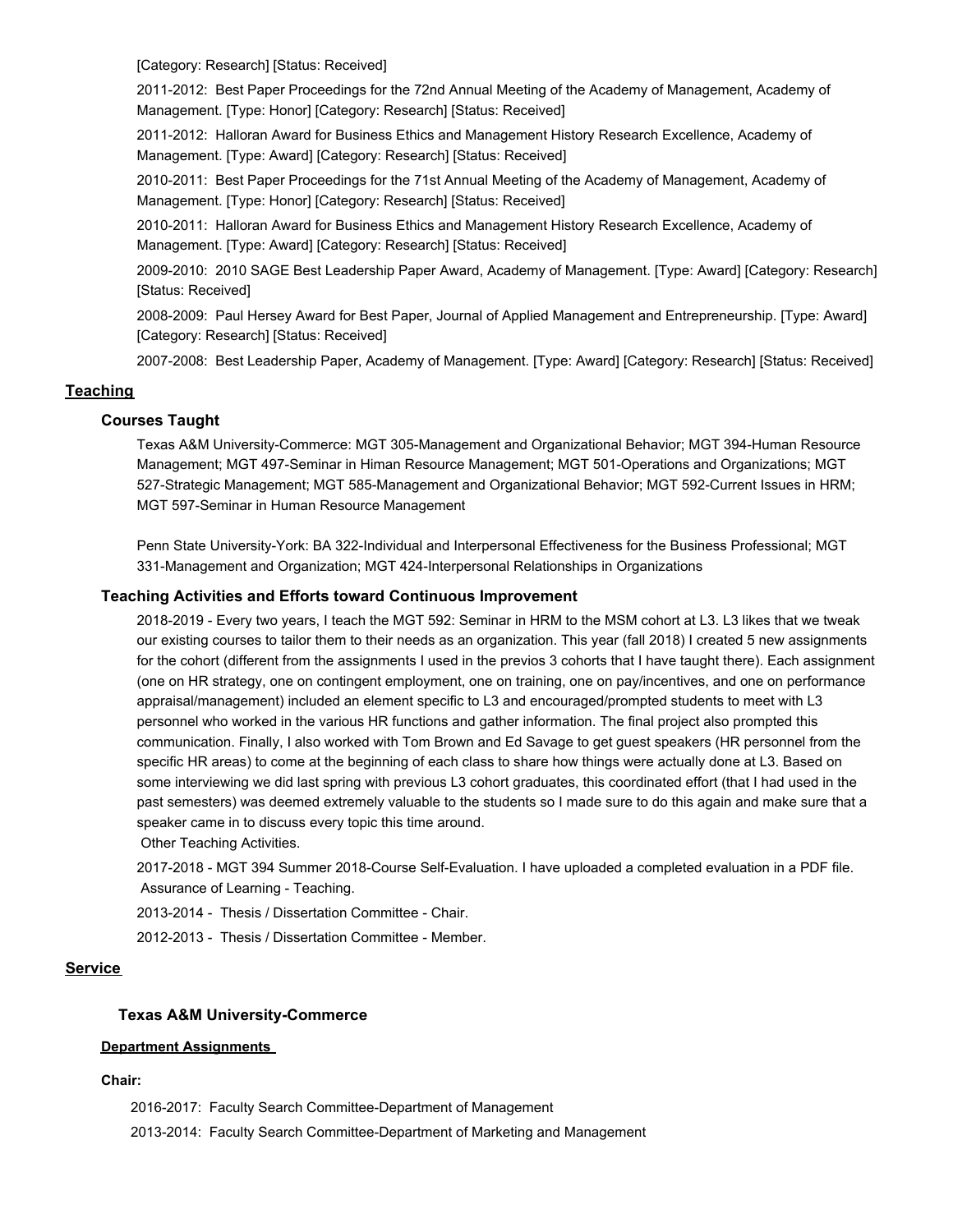[Category: Research] [Status: Received]

2011-2012: Best Paper Proceedings for the 72nd Annual Meeting of the Academy of Management, Academy of Management. [Type: Honor] [Category: Research] [Status: Received]

2011-2012: Halloran Award for Business Ethics and Management History Research Excellence, Academy of Management. [Type: Award] [Category: Research] [Status: Received]

2010-2011: Best Paper Proceedings for the 71st Annual Meeting of the Academy of Management, Academy of Management. [Type: Honor] [Category: Research] [Status: Received]

2010-2011: Halloran Award for Business Ethics and Management History Research Excellence, Academy of Management. [Type: Award] [Category: Research] [Status: Received]

2009-2010: 2010 SAGE Best Leadership Paper Award, Academy of Management. [Type: Award] [Category: Research] [Status: Received]

2008-2009: Paul Hersey Award for Best Paper, Journal of Applied Management and Entrepreneurship. [Type: Award] [Category: Research] [Status: Received]

2007-2008: Best Leadership Paper, Academy of Management. [Type: Award] [Category: Research] [Status: Received]

## Teaching

### Courses Taught

Texas A&M University-Commerce: MGT 305-Management and Organizational Behavior; MGT 394-Human Resource Management; MGT 497-Seminar in Himan Resource Management; MGT 501-Operations and Organizations; MGT 527-Strategic Management; MGT 585-Management and Organizational Behavior; MGT 592-Current Issues in HRM; MGT 597-Seminar in Human Resource Management

Penn State University-York: BA 322-Individual and Interpersonal Effectiveness for the Business Professional; MGT 331-Management and Organization; MGT 424-Interpersonal Relationships in Organizations

### Teaching Activities and Efforts toward Continuous Improvement

2018-2019 - Every two years, I teach the MGT 592: Seminar in HRM to the MSM cohort at L3. L3 likes that we tweak our existing courses to tailor them to their needs as an organization. This year (fall 2018) I created 5 new assignments for the cohort (different from the assignments I used in the previos 3 cohorts that I have taught there). Each assignment (one on HR strategy, one on contingent employment, one on training, one on pay/incentives, and one on performance appraisal/management) included an element specific to L3 and encouraged/prompted students to meet with L3 personnel who worked in the various HR functions and gather information. The final project also prompted this communication. Finally, I also worked with Tom Brown and Ed Savage to get guest speakers (HR personnel from the specific HR areas) to come at the beginning of each class to share how things were actually done at L3. Based on some interviewing we did last spring with previous L3 cohort graduates, this coordinated effort (that I had used in the past semesters) was deemed extremely valuable to the students so I made sure to do this again and make sure that a speaker came in to discuss every topic this time around.
Other Teaching Activities.

2017-2018 - MGT 394 Summer 2018-Course Self-Evaluation. I have uploaded a completed evaluation in a PDF file.
Assurance of Learning - Teaching.

2013-2014 - Thesis / Dissertation Committee - Chair.

2012-2013 - Thesis / Dissertation Committee - Member.

## Service

### Texas A&M University-Commerce

**Department Assignments**

**Chair:**

2016-2017: Faculty Search Committee-Department of Management

2013-2014: Faculty Search Committee-Department of Marketing and Management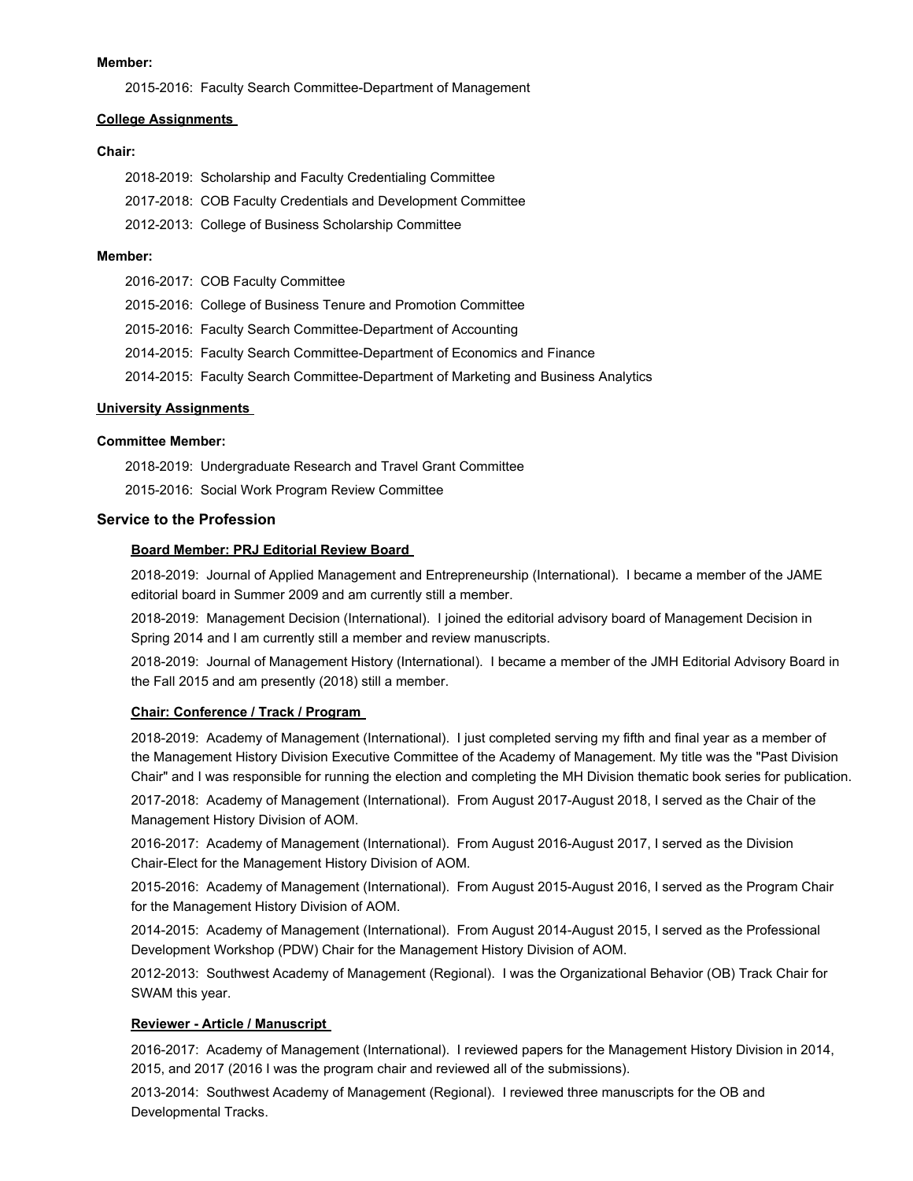**Member:**

2015-2016: Faculty Search Committee-Department of Management

**College Assignments**

**Chair:**

2018-2019: Scholarship and Faculty Credentialing Committee

2017-2018: COB Faculty Credentials and Development Committee

2012-2013: College of Business Scholarship Committee

**Member:**

2016-2017: COB Faculty Committee

2015-2016: College of Business Tenure and Promotion Committee

2015-2016: Faculty Search Committee-Department of Accounting

2014-2015: Faculty Search Committee-Department of Economics and Finance

2014-2015: Faculty Search Committee-Department of Marketing and Business Analytics

**University Assignments**

**Committee Member:**

2018-2019: Undergraduate Research and Travel Grant Committee

2015-2016: Social Work Program Review Committee

## Service to the Profession

**Board Member: PRJ Editorial Review Board**

2018-2019: Journal of Applied Management and Entrepreneurship (International). I became a member of the JAME editorial board in Summer 2009 and am currently still a member.

2018-2019: Management Decision (International). I joined the editorial advisory board of Management Decision in Spring 2014 and I am currently still a member and review manuscripts.

2018-2019: Journal of Management History (International). I became a member of the JMH Editorial Advisory Board in the Fall 2015 and am presently (2018) still a member.

**Chair: Conference / Track / Program**

2018-2019: Academy of Management (International). I just completed serving my fifth and final year as a member of the Management History Division Executive Committee of the Academy of Management. My title was the "Past Division Chair" and I was responsible for running the election and completing the MH Division thematic book series for publication.

2017-2018: Academy of Management (International). From August 2017-August 2018, I served as the Chair of the Management History Division of AOM.

2016-2017: Academy of Management (International). From August 2016-August 2017, I served as the Division Chair-Elect for the Management History Division of AOM.

2015-2016: Academy of Management (International). From August 2015-August 2016, I served as the Program Chair for the Management History Division of AOM.

2014-2015: Academy of Management (International). From August 2014-August 2015, I served as the Professional Development Workshop (PDW) Chair for the Management History Division of AOM.

2012-2013: Southwest Academy of Management (Regional). I was the Organizational Behavior (OB) Track Chair for SWAM this year.

**Reviewer - Article / Manuscript**

2016-2017: Academy of Management (International). I reviewed papers for the Management History Division in 2014, 2015, and 2017 (2016 I was the program chair and reviewed all of the submissions).

2013-2014: Southwest Academy of Management (Regional). I reviewed three manuscripts for the OB and Developmental Tracks.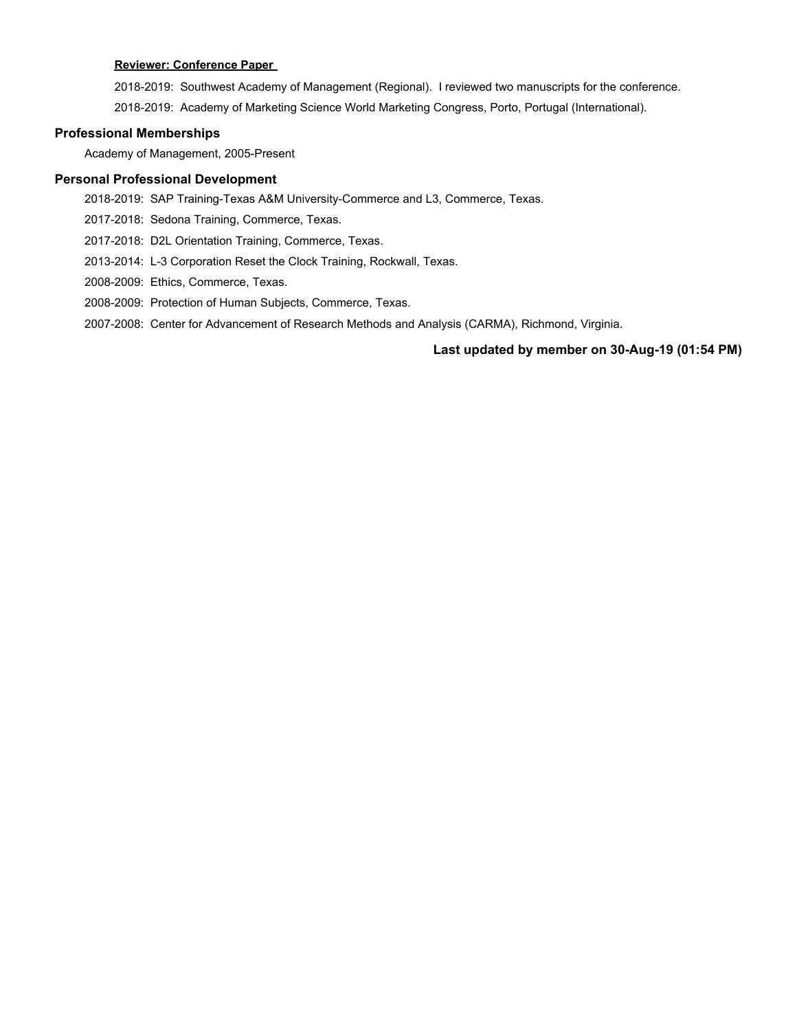**Reviewer: Conference Paper**

2018-2019: Southwest Academy of Management (Regional). I reviewed two manuscripts for the conference.

2018-2019: Academy of Marketing Science World Marketing Congress, Porto, Portugal (International).

### Professional Memberships

Academy of Management, 2005-Present

### Personal Professional Development

2018-2019: SAP Training-Texas A&M University-Commerce and L3, Commerce, Texas.

2017-2018: Sedona Training, Commerce, Texas.

2017-2018: D2L Orientation Training, Commerce, Texas.

2013-2014: L-3 Corporation Reset the Clock Training, Rockwall, Texas.

2008-2009: Ethics, Commerce, Texas.

2008-2009: Protection of Human Subjects, Commerce, Texas.

2007-2008: Center for Advancement of Research Methods and Analysis (CARMA), Richmond, Virginia.

**Last updated by member on 30-Aug-19 (01:54 PM)**